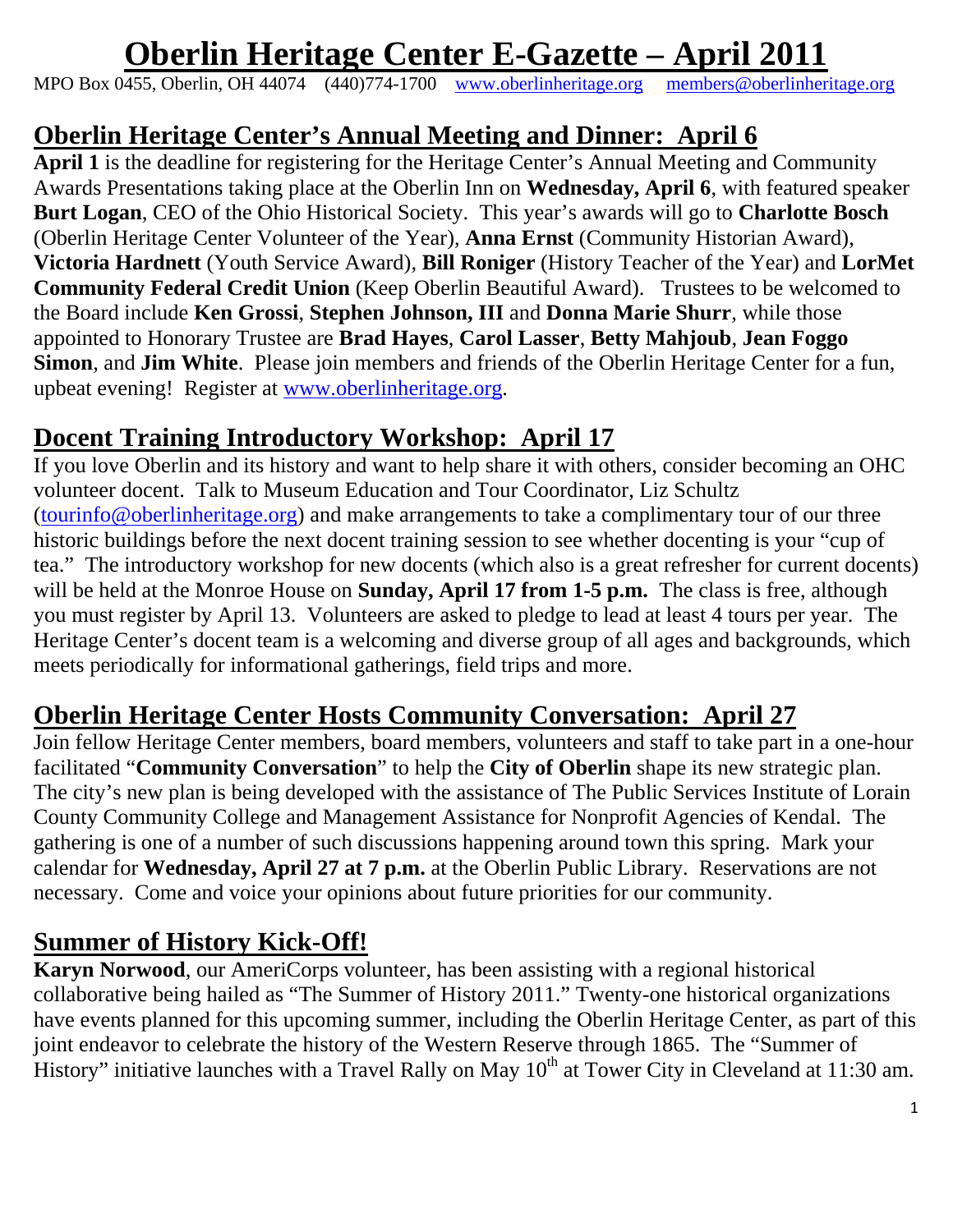# Oberlin Heritage Center E-Gazette – April 2011

MPO Box 0455, Oberlin, OH 44074 (440)774-1700 www.oberlinheritage.org members@oberlinheritage.org

## Oberlin Heritage Center's Annual Meeting and Dinner: April 6

**April 1** is the deadline for registering for the Heritage Center's Annual Meeting and Community Awards Presentations taking place at the Oberlin Inn on **Wednesday, April 6**, with featured speaker **Burt Logan**, CEO of the Ohio Historical Society. This year's awards will go to **Charlotte Bosch** (Oberlin Heritage Center Volunteer of the Year), **Anna Ernst** (Community Historian Award), **Victoria Hardnett** (Youth Service Award), **Bill Roniger** (History Teacher of the Year) and **LorMet Community Federal Credit Union** (Keep Oberlin Beautiful Award). Trustees to be welcomed to the Board include **Ken Grossi**, **Stephen Johnson, III** and **Donna Marie Shurr**, while those appointed to Honorary Trustee are **Brad Hayes**, **Carol Lasser**, **Betty Mahjoub**, **Jean Foggo Simon**, and **Jim White**. Please join members and friends of the Oberlin Heritage Center for a fun, upbeat evening! Register at www.oberlinheritage.org.

## Docent Training Introductory Workshop: April 17

If you love Oberlin and its history and want to help share it with others, consider becoming an OHC volunteer docent. Talk to Museum Education and Tour Coordinator, Liz Schultz (tourinfo@oberlinheritage.org) and make arrangements to take a complimentary tour of our three historic buildings before the next docent training session to see whether docenting is your "cup of tea." The introductory workshop for new docents (which also is a great refresher for current docents) will be held at the Monroe House on **Sunday, April 17 from 1-5 p.m.** The class is free, although you must register by April 13. Volunteers are asked to pledge to lead at least 4 tours per year. The Heritage Center's docent team is a welcoming and diverse group of all ages and backgrounds, which meets periodically for informational gatherings, field trips and more.

## Oberlin Heritage Center Hosts Community Conversation: April 27

Join fellow Heritage Center members, board members, volunteers and staff to take part in a one-hour facilitated "**Community Conversation**" to help the **City of Oberlin** shape its new strategic plan. The city's new plan is being developed with the assistance of The Public Services Institute of Lorain County Community College and Management Assistance for Nonprofit Agencies of Kendal. The gathering is one of a number of such discussions happening around town this spring. Mark your calendar for **Wednesday, April 27 at 7 p.m.** at the Oberlin Public Library. Reservations are not necessary. Come and voice your opinions about future priorities for our community.

## Summer of History Kick-Off!

**Karyn Norwood**, our AmeriCorps volunteer, has been assisting with a regional historical collaborative being hailed as "The Summer of History 2011." Twenty-one historical organizations have events planned for this upcoming summer, including the Oberlin Heritage Center, as part of this joint endeavor to celebrate the history of the Western Reserve through 1865. The "Summer of History" initiative launches with a Travel Rally on May 10th at Tower City in Cleveland at 11:30 am.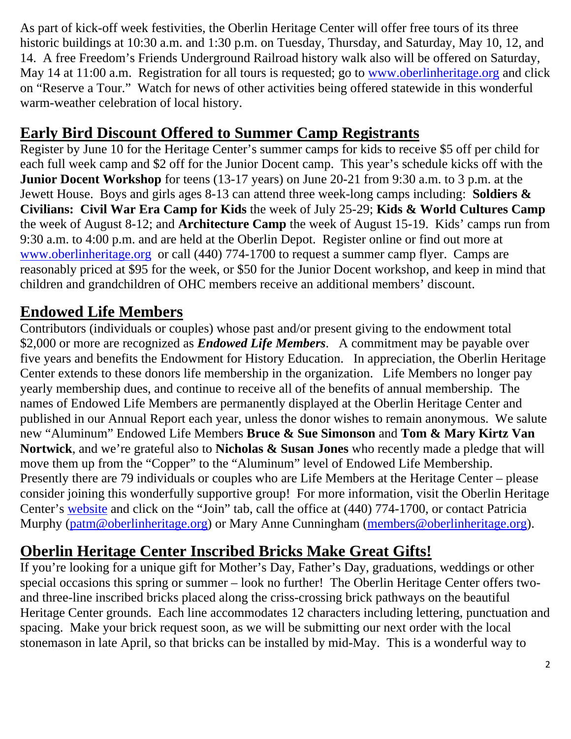As part of kick-off week festivities, the Oberlin Heritage Center will offer free tours of its three historic buildings at 10:30 a.m. and 1:30 p.m. on Tuesday, Thursday, and Saturday, May 10, 12, and 14. A free Freedom's Friends Underground Railroad history walk also will be offered on Saturday, May 14 at 11:00 a.m. Registration for all tours is requested; go to [www.oberlinheritage.org](http://www.oberlinheritage.org) and click on "Reserve a Tour." Watch for news of other activities being offered statewide in this wonderful warm-weather celebration of local history.

## Early Bird Discount Offered to Summer Camp Registrants

Register by June 10 for the Heritage Center's summer camps for kids to receive $5 off per child for each full week camp and $2 off for the Junior Docent camp. This year's schedule kicks off with the **Junior Docent Workshop** for teens (13-17 years) on June 20-21 from 9:30 a.m. to 3 p.m. at the Jewett House. Boys and girls ages 8-13 can attend three week-long camps including: **Soldiers & Civilians: Civil War Era Camp for Kids** the week of July 25-29; **Kids & World Cultures Camp** the week of August 8-12; and **Architecture Camp** the week of August 15-19. Kids' camps run from 9:30 a.m. to 4:00 p.m. and are held at the Oberlin Depot. Register online or find out more at [www.oberlinheritage.org](http://www.oberlinheritage.org) or call (440) 774-1700 to request a summer camp flyer. Camps are reasonably priced at $95 for the week, or $50 for the Junior Docent workshop, and keep in mind that children and grandchildren of OHC members receive an additional members' discount.

## Endowed Life Members

Contributors (individuals or couples) whose past and/or present giving to the endowment total $2,000 or more are recognized as ***Endowed Life Members***. A commitment may be payable over five years and benefits the Endowment for History Education. In appreciation, the Oberlin Heritage Center extends to these donors life membership in the organization. Life Members no longer pay yearly membership dues, and continue to receive all of the benefits of annual membership. The names of Endowed Life Members are permanently displayed at the Oberlin Heritage Center and published in our Annual Report each year, unless the donor wishes to remain anonymous. We salute new "Aluminum" Endowed Life Members **Bruce & Sue Simonson** and **Tom & Mary Kirtz Van Nortwick**, and we're grateful also to **Nicholas & Susan Jones** who recently made a pledge that will move them up from the "Copper" to the "Aluminum" level of Endowed Life Membership. Presently there are 79 individuals or couples who are Life Members at the Heritage Center – please consider joining this wonderfully supportive group! For more information, visit the Oberlin Heritage Center's website and click on the "Join" tab, call the office at (440) 774-1700, or contact Patricia Murphy (patm@oberlinheritage.org) or Mary Anne Cunningham (members@oberlinheritage.org).

## Oberlin Heritage Center Inscribed Bricks Make Great Gifts!

If you're looking for a unique gift for Mother's Day, Father's Day, graduations, weddings or other special occasions this spring or summer – look no further! The Oberlin Heritage Center offers two- and three-line inscribed bricks placed along the criss-crossing brick pathways on the beautiful Heritage Center grounds. Each line accommodates 12 characters including lettering, punctuation and spacing. Make your brick request soon, as we will be submitting our next order with the local stonemason in late April, so that bricks can be installed by mid-May. This is a wonderful way to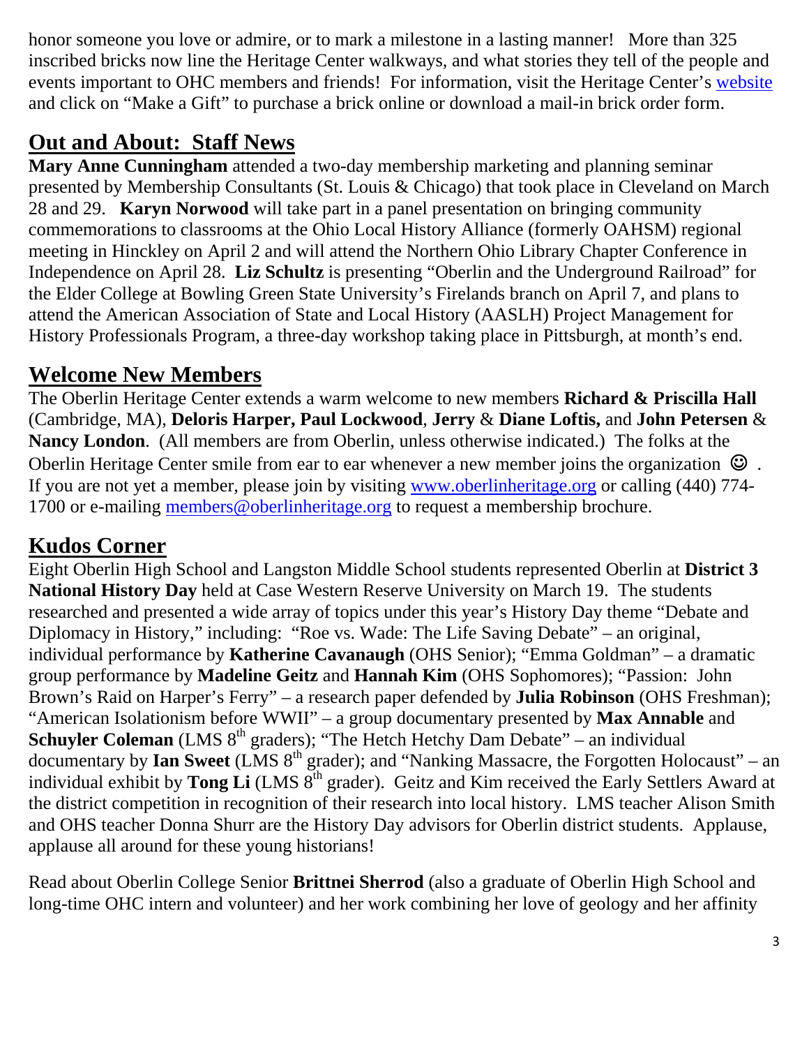honor someone you love or admire, or to mark a milestone in a lasting manner! More than 325 inscribed bricks now line the Heritage Center walkways, and what stories they tell of the people and events important to OHC members and friends! For information, visit the Heritage Center's website and click on "Make a Gift" to purchase a brick online or download a mail-in brick order form.

## Out and About: Staff News

**Mary Anne Cunningham** attended a two-day membership marketing and planning seminar presented by Membership Consultants (St. Louis & Chicago) that took place in Cleveland on March 28 and 29. **Karyn Norwood** will take part in a panel presentation on bringing community commemorations to classrooms at the Ohio Local History Alliance (formerly OAHSM) regional meeting in Hinckley on April 2 and will attend the Northern Ohio Library Chapter Conference in Independence on April 28. **Liz Schultz** is presenting "Oberlin and the Underground Railroad" for the Elder College at Bowling Green State University's Firelands branch on April 7, and plans to attend the American Association of State and Local History (AASLH) Project Management for History Professionals Program, a three-day workshop taking place in Pittsburgh, at month's end.

## Welcome New Members

The Oberlin Heritage Center extends a warm welcome to new members **Richard & Priscilla Hall** (Cambridge, MA), **Deloris Harper, Paul Lockwood**, **Jerry** & **Diane Loftis,** and **John Petersen** & **Nancy London**. (All members are from Oberlin, unless otherwise indicated.) The folks at the Oberlin Heritage Center smile from ear to ear whenever a new member joins the organization ☺ . If you are not yet a member, please join by visiting www.oberlinheritage.org or calling (440) 774-1700 or e-mailing members@oberlinheritage.org to request a membership brochure.

## Kudos Corner

Eight Oberlin High School and Langston Middle School students represented Oberlin at **District 3 National History Day** held at Case Western Reserve University on March 19. The students researched and presented a wide array of topics under this year's History Day theme "Debate and Diplomacy in History," including: "Roe vs. Wade: The Life Saving Debate" – an original, individual performance by **Katherine Cavanaugh** (OHS Senior); "Emma Goldman" – a dramatic group performance by **Madeline Geitz** and **Hannah Kim** (OHS Sophomores); "Passion: John Brown's Raid on Harper's Ferry" – a research paper defended by **Julia Robinson** (OHS Freshman); "American Isolationism before WWII" – a group documentary presented by **Max Annable** and **Schuyler Coleman** (LMS 8th graders); "The Hetch Hetchy Dam Debate" – an individual documentary by **Ian Sweet** (LMS 8th grader); and "Nanking Massacre, the Forgotten Holocaust" – an individual exhibit by **Tong Li** (LMS 8th grader). Geitz and Kim received the Early Settlers Award at the district competition in recognition of their research into local history. LMS teacher Alison Smith and OHS teacher Donna Shurr are the History Day advisors for Oberlin district students. Applause, applause all around for these young historians!

Read about Oberlin College Senior **Brittnei Sherrod** (also a graduate of Oberlin High School and long-time OHC intern and volunteer) and her work combining her love of geology and her affinity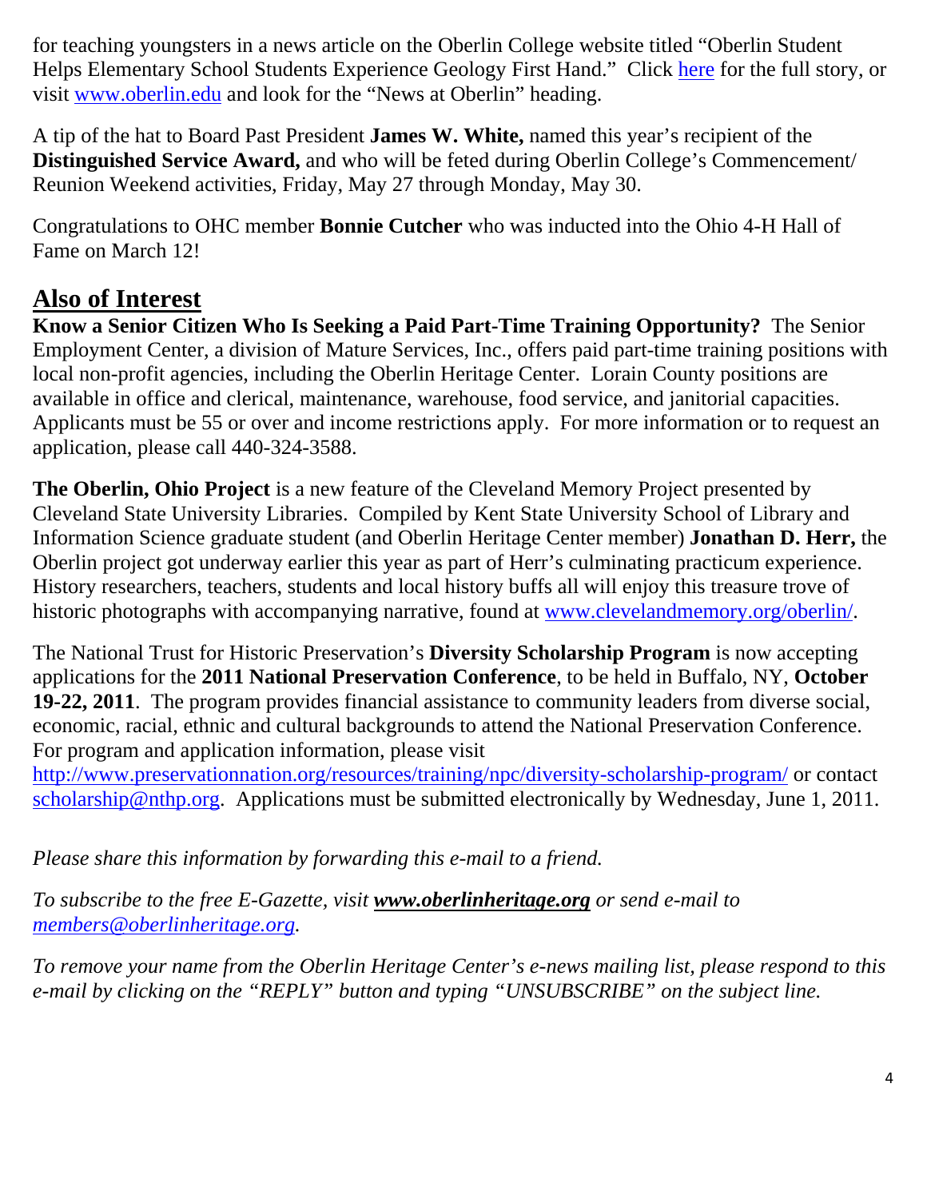for teaching youngsters in a news article on the Oberlin College website titled "Oberlin Student Helps Elementary School Students Experience Geology First Hand." Click here for the full story, or visit www.oberlin.edu and look for the "News at Oberlin" heading.

A tip of the hat to Board Past President **James W. White,** named this year's recipient of the **Distinguished Service Award,** and who will be feted during Oberlin College's Commencement/ Reunion Weekend activities, Friday, May 27 through Monday, May 30.

Congratulations to OHC member **Bonnie Cutcher** who was inducted into the Ohio 4-H Hall of Fame on March 12!

## Also of Interest

**Know a Senior Citizen Who Is Seeking a Paid Part-Time Training Opportunity?** The Senior Employment Center, a division of Mature Services, Inc., offers paid part-time training positions with local non-profit agencies, including the Oberlin Heritage Center. Lorain County positions are available in office and clerical, maintenance, warehouse, food service, and janitorial capacities. Applicants must be 55 or over and income restrictions apply. For more information or to request an application, please call 440-324-3588.

**The Oberlin, Ohio Project** is a new feature of the Cleveland Memory Project presented by Cleveland State University Libraries. Compiled by Kent State University School of Library and Information Science graduate student (and Oberlin Heritage Center member) **Jonathan D. Herr,** the Oberlin project got underway earlier this year as part of Herr's culminating practicum experience. History researchers, teachers, students and local history buffs all will enjoy this treasure trove of historic photographs with accompanying narrative, found at www.clevelandmemory.org/oberlin/.

The National Trust for Historic Preservation's **Diversity Scholarship Program** is now accepting applications for the **2011 National Preservation Conference**, to be held in Buffalo, NY, **October 19-22, 2011**. The program provides financial assistance to community leaders from diverse social, economic, racial, ethnic and cultural backgrounds to attend the National Preservation Conference. For program and application information, please visit http://www.preservationnation.org/resources/training/npc/diversity-scholarship-program/ or contact scholarship@nthp.org. Applications must be submitted electronically by Wednesday, June 1, 2011.

*Please share this information by forwarding this e-mail to a friend.*

*To subscribe to the free E-Gazette, visit **www.oberlinheritage.org** or send e-mail to members@oberlinheritage.org.*

*To remove your name from the Oberlin Heritage Center's e-news mailing list, please respond to this e-mail by clicking on the "REPLY" button and typing "UNSUBSCRIBE" on the subject line.*